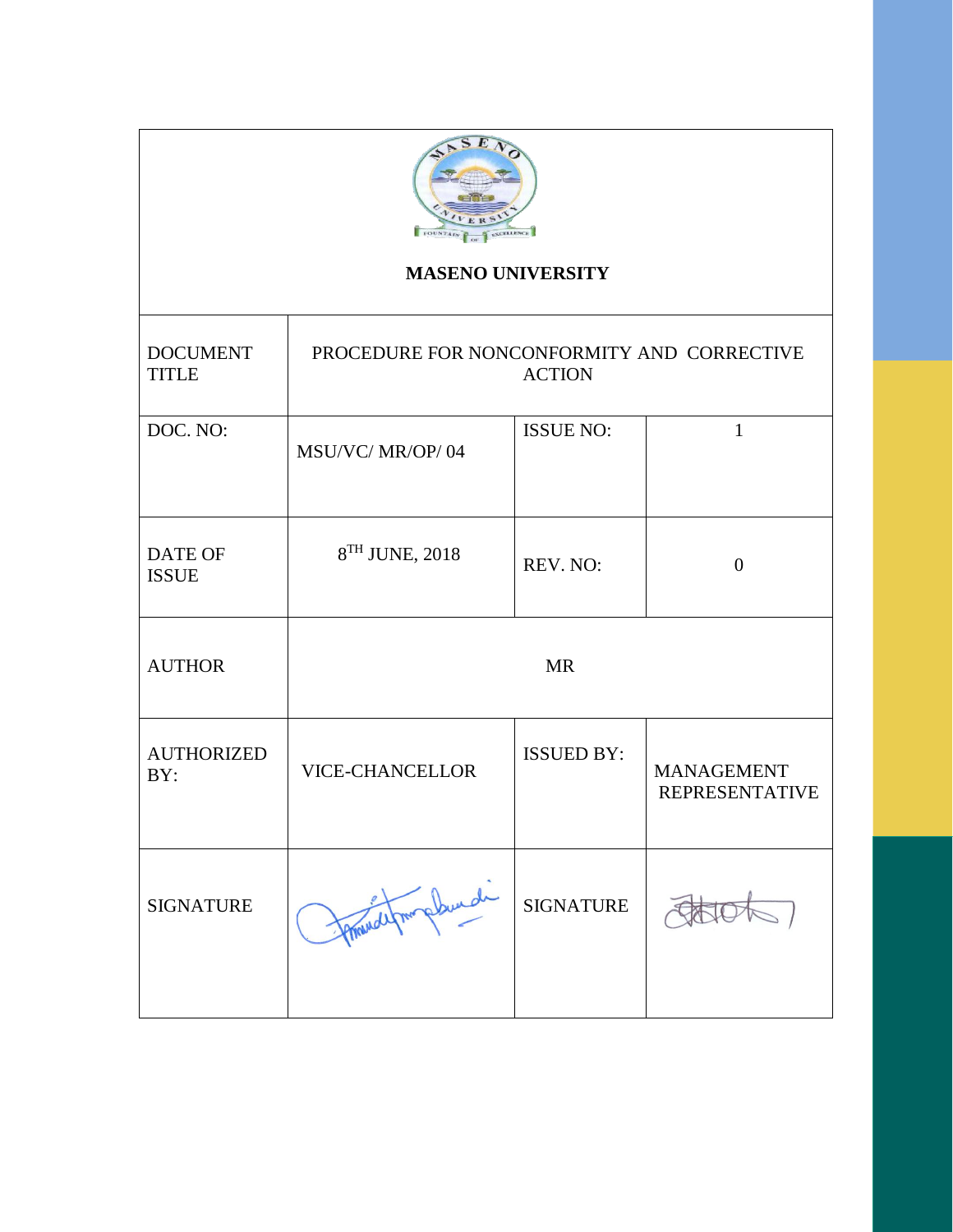**MASENO UNIVERSITY**

| DOCUMENT TITLE | PROCEDURE FOR NONCONFORMITY AND CORRECTIVE ACTION | | |
|---|---|---|---|
| DOC. NO: | MSU/VC/ MR/OP/ 04 | ISSUE NO: | 1 |
| DATE OF ISSUE | 8TH JUNE, 2018 | REV. NO: | 0 |
| AUTHOR | MR | | |
| AUTHORIZED BY: | VICE-CHANCELLOR | ISSUED BY: | MANAGEMENT REPRESENTATIVE |
| SIGNATURE | | SIGNATURE | |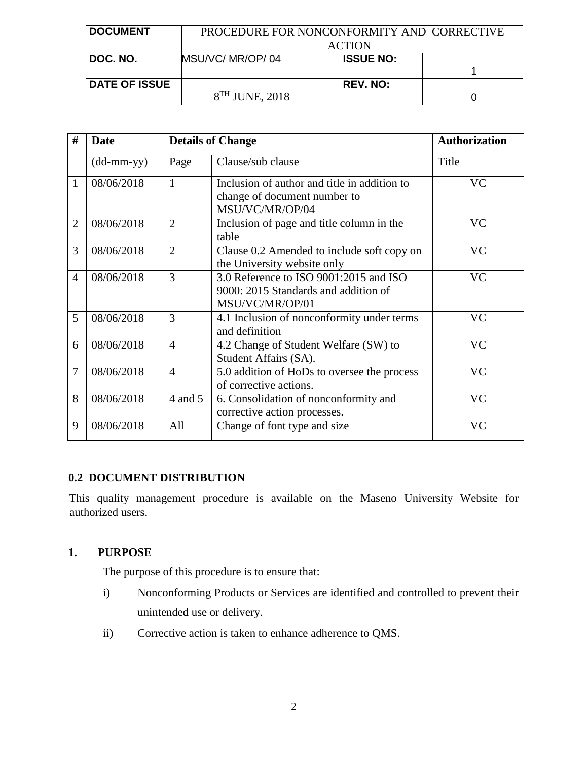| DOCUMENT | PROCEDURE FOR NONCONFORMITY AND CORRECTIVE ACTION | | |
|---|---|---|---|
| DOC. NO. | MSU/VC/ MR/OP/ 04 | ISSUE NO: | 1 |
| DATE OF ISSUE | 8TH JUNE, 2018 | REV. NO: | 0 |

| # | Date | Details of Change | | Authorization |
|---|---|---|---|---|
| | (dd-mm-yy) | Page | Clause/sub clause | Title |
| 1 | 08/06/2018 | 1 | Inclusion of author and title in addition to change of document number to MSU/VC/MR/OP/04 | VC |
| 2 | 08/06/2018 | 2 | Inclusion of page and title column in the table | VC |
| 3 | 08/06/2018 | 2 | Clause 0.2 Amended to include soft copy on the University website only | VC |
| 4 | 08/06/2018 | 3 | 3.0 Reference to ISO 9001:2015 and ISO 9000: 2015 Standards and addition of MSU/VC/MR/OP/01 | VC |
| 5 | 08/06/2018 | 3 | 4.1 Inclusion of nonconformity under terms and definition | VC |
| 6 | 08/06/2018 | 4 | 4.2 Change of Student Welfare (SW) to Student Affairs (SA). | VC |
| 7 | 08/06/2018 | 4 | 5.0 addition of HoDs to oversee the process of corrective actions. | VC |
| 8 | 08/06/2018 | 4 and 5 | 6. Consolidation of nonconformity and corrective action processes. | VC |
| 9 | 08/06/2018 | All | Change of font type and size | VC |

## 0.2 DOCUMENT DISTRIBUTION

This quality management procedure is available on the Maseno University Website for authorized users.

## 1. PURPOSE

The purpose of this procedure is to ensure that:

i) Nonconforming Products or Services are identified and controlled to prevent their unintended use or delivery.

ii) Corrective action is taken to enhance adherence to QMS.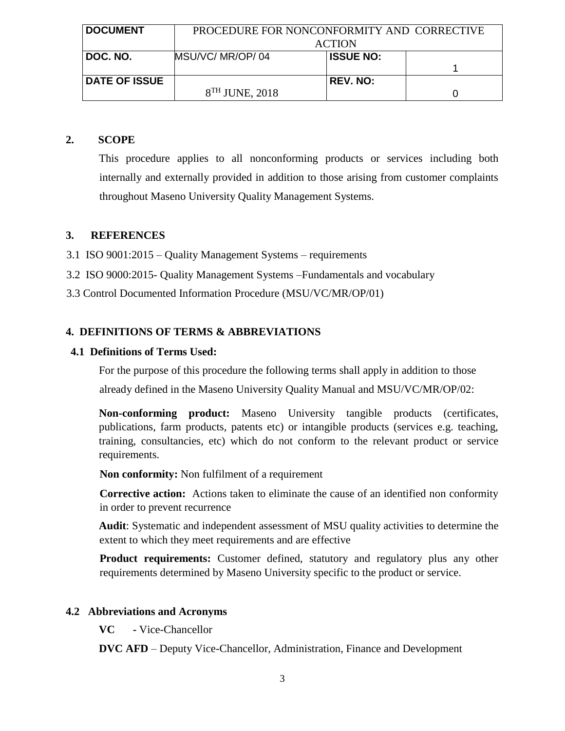| DOCUMENT | PROCEDURE FOR NONCONFORMITY AND CORRECTIVE ACTION | | |
|---|---|---|---|
| DOC. NO. | MSU/VC/ MR/OP/ 04 | ISSUE NO: | 1 |
| DATE OF ISSUE | 8TH JUNE, 2018 | REV. NO: | 0 |

## 2. SCOPE

This procedure applies to all nonconforming products or services including both internally and externally provided in addition to those arising from customer complaints throughout Maseno University Quality Management Systems.

## 3. REFERENCES

3.1 ISO 9001:2015 – Quality Management Systems – requirements

3.2 ISO 9000:2015- Quality Management Systems –Fundamentals and vocabulary

3.3 Control Documented Information Procedure (MSU/VC/MR/OP/01)

## 4. DEFINITIONS OF TERMS & ABBREVIATIONS

### 4.1 Definitions of Terms Used:

For the purpose of this procedure the following terms shall apply in addition to those already defined in the Maseno University Quality Manual and MSU/VC/MR/OP/02:

**Non-conforming product:** Maseno University tangible products (certificates, publications, farm products, patents etc) or intangible products (services e.g. teaching, training, consultancies, etc) which do not conform to the relevant product or service requirements.

**Non conformity:** Non fulfilment of a requirement

**Corrective action:** Actions taken to eliminate the cause of an identified non conformity in order to prevent recurrence

**Audit**: Systematic and independent assessment of MSU quality activities to determine the extent to which they meet requirements and are effective

**Product requirements:** Customer defined, statutory and regulatory plus any other requirements determined by Maseno University specific to the product or service.

### 4.2 Abbreviations and Acronyms

**VC** - Vice-Chancellor

**DVC AFD** – Deputy Vice-Chancellor, Administration, Finance and Development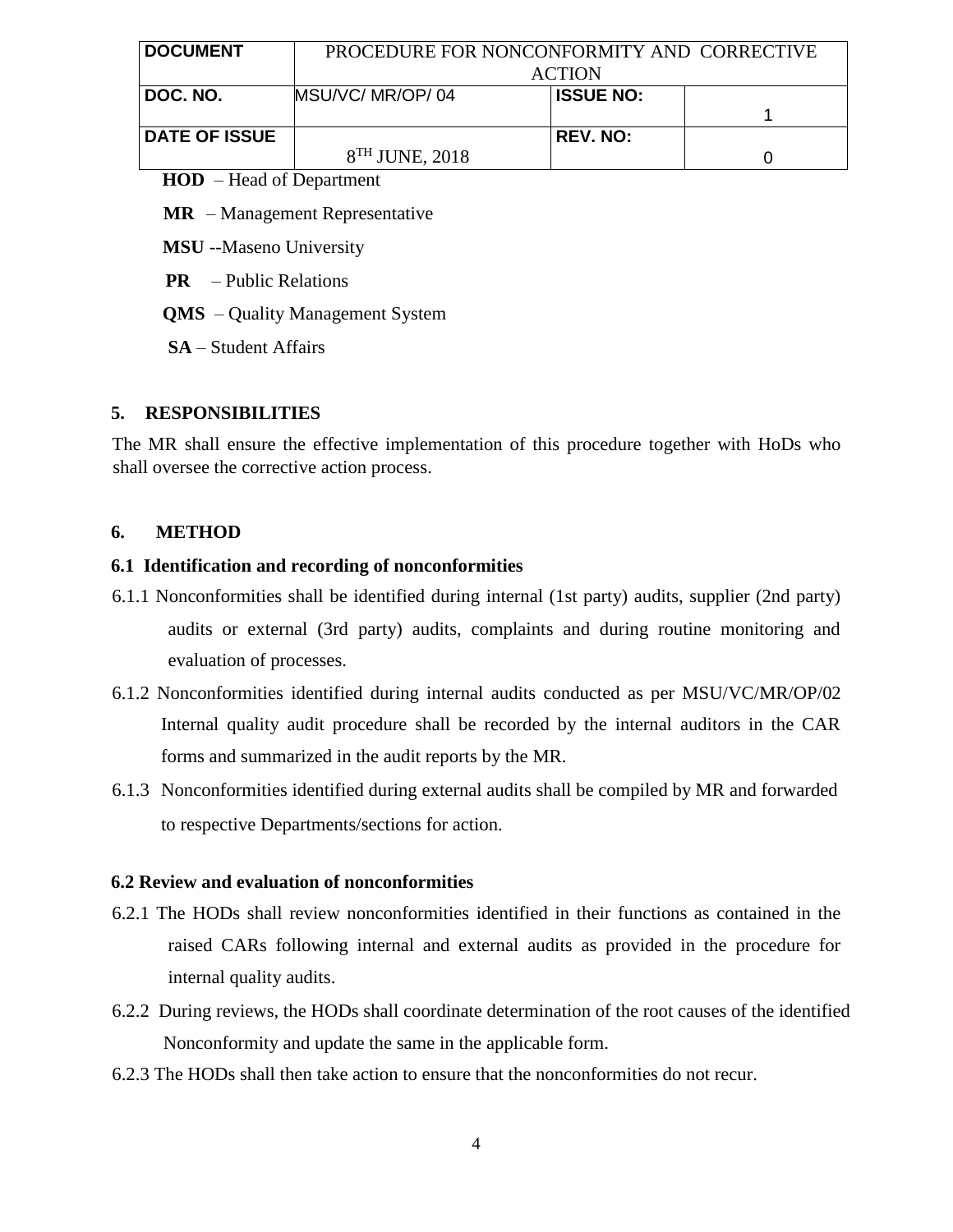| DOCUMENT | PROCEDURE FOR NONCONFORMITY AND CORRECTIVE ACTION | | |
|---|---|---|---|
| DOC. NO. | MSU/VC/ MR/OP/ 04 | ISSUE NO: | 1 |
| DATE OF ISSUE | 8TH JUNE, 2018 | REV. NO: | 0 |

**HOD** – Head of Department

**MR** – Management Representative

**MSU** --Maseno University

**PR** – Public Relations

**QMS** – Quality Management System

**SA** – Student Affairs

## 5. RESPONSIBILITIES

The MR shall ensure the effective implementation of this procedure together with HoDs who shall oversee the corrective action process.

## 6. METHOD

### 6.1 Identification and recording of nonconformities

6.1.1 Nonconformities shall be identified during internal (1st party) audits, supplier (2nd party) audits or external (3rd party) audits, complaints and during routine monitoring and evaluation of processes.

6.1.2 Nonconformities identified during internal audits conducted as per MSU/VC/MR/OP/02 Internal quality audit procedure shall be recorded by the internal auditors in the CAR forms and summarized in the audit reports by the MR.

6.1.3 Nonconformities identified during external audits shall be compiled by MR and forwarded to respective Departments/sections for action.

### 6.2 Review and evaluation of nonconformities

6.2.1 The HODs shall review nonconformities identified in their functions as contained in the raised CARs following internal and external audits as provided in the procedure for internal quality audits.

6.2.2 During reviews, the HODs shall coordinate determination of the root causes of the identified Nonconformity and update the same in the applicable form.

6.2.3 The HODs shall then take action to ensure that the nonconformities do not recur.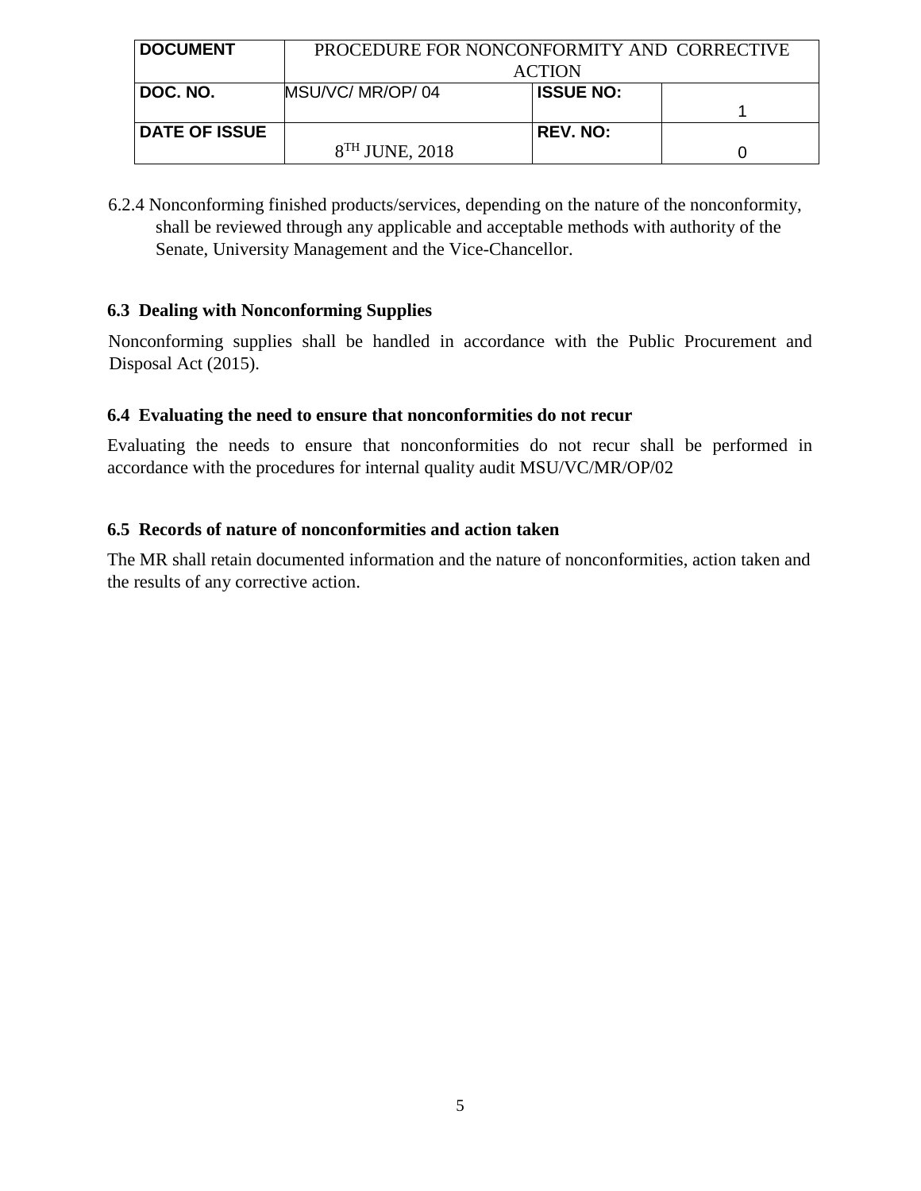6.2.4 Nonconforming finished products/services, depending on the nature of the nonconformity, shall be reviewed through any applicable and acceptable methods with authority of the Senate, University Management and the Vice-Chancellor.

### 6.3 Dealing with Nonconforming Supplies

Nonconforming supplies shall be handled in accordance with the Public Procurement and Disposal Act (2015).

### 6.4 Evaluating the need to ensure that nonconformities do not recur

Evaluating the needs to ensure that nonconformities do not recur shall be performed in accordance with the procedures for internal quality audit MSU/VC/MR/OP/02

### 6.5 Records of nature of nonconformities and action taken

The MR shall retain documented information and the nature of nonconformities, action taken and the results of any corrective action.